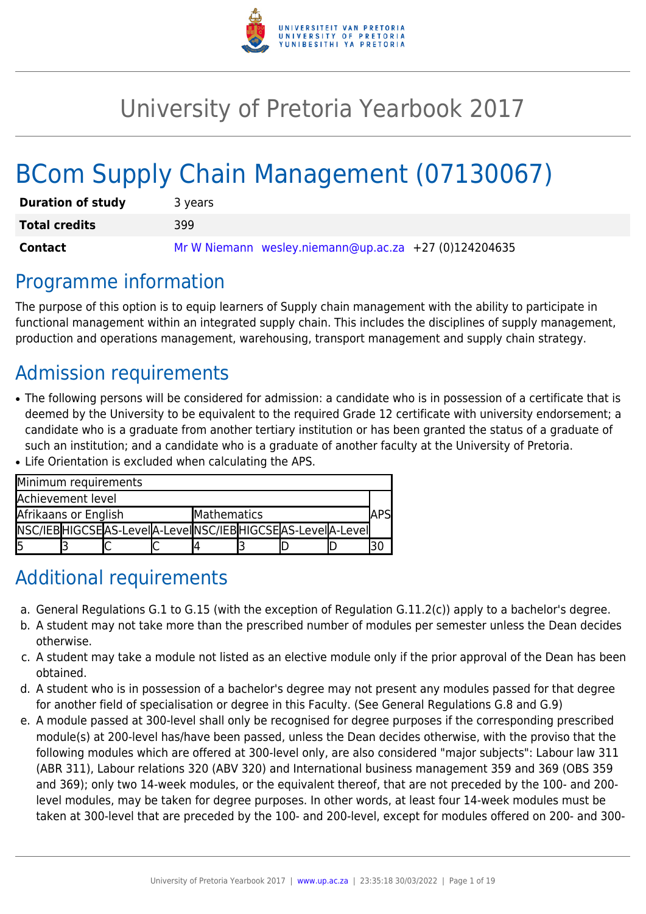# University of Pretoria Yearbook 2017

# BCom Supply Chain Management (07130067)

| | |
|---|---|
| **Duration of study** | 3 years |
| **Total credits** | 399 |
| **Contact** | Mr W Niemann wesley.niemann@up.ac.za +27 (0)124204635 |

## Programme information

The purpose of this option is to equip learners of Supply chain management with the ability to participate in functional management within an integrated supply chain. This includes the disciplines of supply management, production and operations management, warehousing, transport management and supply chain strategy.

## Admission requirements

- The following persons will be considered for admission: a candidate who is in possession of a certificate that is deemed by the University to be equivalent to the required Grade 12 certificate with university endorsement; a candidate who is a graduate from another tertiary institution or has been granted the status of a graduate of such an institution; and a candidate who is a graduate of another faculty at the University of Pretoria.
- Life Orientation is excluded when calculating the APS.

| Minimum requirements | | | | | | | | |
|---|---|---|---|---|---|---|---|---|
| Achievement level | | | | | | | | APS |
| Afrikaans or English | | | | Mathematics | | | | |
| NSC/IEB | HIGCSE | AS-Level | A-Level | NSC/IEB | HIGCSE | AS-Level | A-Level | |
| 5 | 3 | C | C | 4 | 3 | D | D | 30 |

## Additional requirements

a. General Regulations G.1 to G.15 (with the exception of Regulation G.11.2(c)) apply to a bachelor's degree.

b. A student may not take more than the prescribed number of modules per semester unless the Dean decides otherwise.

c. A student may take a module not listed as an elective module only if the prior approval of the Dean has been obtained.

d. A student who is in possession of a bachelor's degree may not present any modules passed for that degree for another field of specialisation or degree in this Faculty. (See General Regulations G.8 and G.9)

e. A module passed at 300-level shall only be recognised for degree purposes if the corresponding prescribed module(s) at 200-level has/have been passed, unless the Dean decides otherwise, with the proviso that the following modules which are offered at 300-level only, are also considered "major subjects": Labour law 311 (ABR 311), Labour relations 320 (ABV 320) and International business management 359 and 369 (OBS 359 and 369); only two 14-week modules, or the equivalent thereof, that are not preceded by the 100- and 200-level modules, may be taken for degree purposes. In other words, at least four 14-week modules must be taken at 300-level that are preceded by the 100- and 200-level, except for modules offered on 200- and 300-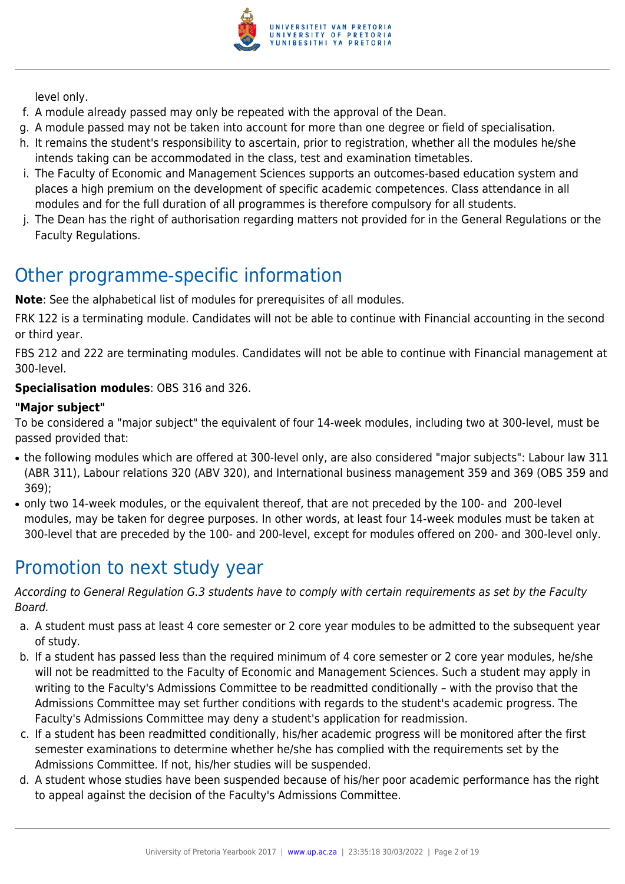level only.

f. A module already passed may only be repeated with the approval of the Dean.
g. A module passed may not be taken into account for more than one degree or field of specialisation.
h. It remains the student's responsibility to ascertain, prior to registration, whether all the modules he/she intends taking can be accommodated in the class, test and examination timetables.
i. The Faculty of Economic and Management Sciences supports an outcomes-based education system and places a high premium on the development of specific academic competences. Class attendance in all modules and for the full duration of all programmes is therefore compulsory for all students.
j. The Dean has the right of authorisation regarding matters not provided for in the General Regulations or the Faculty Regulations.

# Other programme-specific information

**Note**: See the alphabetical list of modules for prerequisites of all modules.

FRK 122 is a terminating module. Candidates will not be able to continue with Financial accounting in the second or third year.

FBS 212 and 222 are terminating modules. Candidates will not be able to continue with Financial management at 300-level.

**Specialisation modules**: OBS 316 and 326.

**"Major subject"**

To be considered a "major subject" the equivalent of four 14-week modules, including two at 300-level, must be passed provided that:

- the following modules which are offered at 300-level only, are also considered "major subjects": Labour law 311 (ABR 311), Labour relations 320 (ABV 320), and International business management 359 and 369 (OBS 359 and 369);
- only two 14-week modules, or the equivalent thereof, that are not preceded by the 100- and 200-level modules, may be taken for degree purposes. In other words, at least four 14-week modules must be taken at 300-level that are preceded by the 100- and 200-level, except for modules offered on 200- and 300-level only.

# Promotion to next study year

*According to General Regulation G.3 students have to comply with certain requirements as set by the Faculty Board.*

a. A student must pass at least 4 core semester or 2 core year modules to be admitted to the subsequent year of study.
b. If a student has passed less than the required minimum of 4 core semester or 2 core year modules, he/she will not be readmitted to the Faculty of Economic and Management Sciences. Such a student may apply in writing to the Faculty's Admissions Committee to be readmitted conditionally – with the proviso that the Admissions Committee may set further conditions with regards to the student's academic progress. The Faculty's Admissions Committee may deny a student's application for readmission.
c. If a student has been readmitted conditionally, his/her academic progress will be monitored after the first semester examinations to determine whether he/she has complied with the requirements set by the Admissions Committee. If not, his/her studies will be suspended.
d. A student whose studies have been suspended because of his/her poor academic performance has the right to appeal against the decision of the Faculty's Admissions Committee.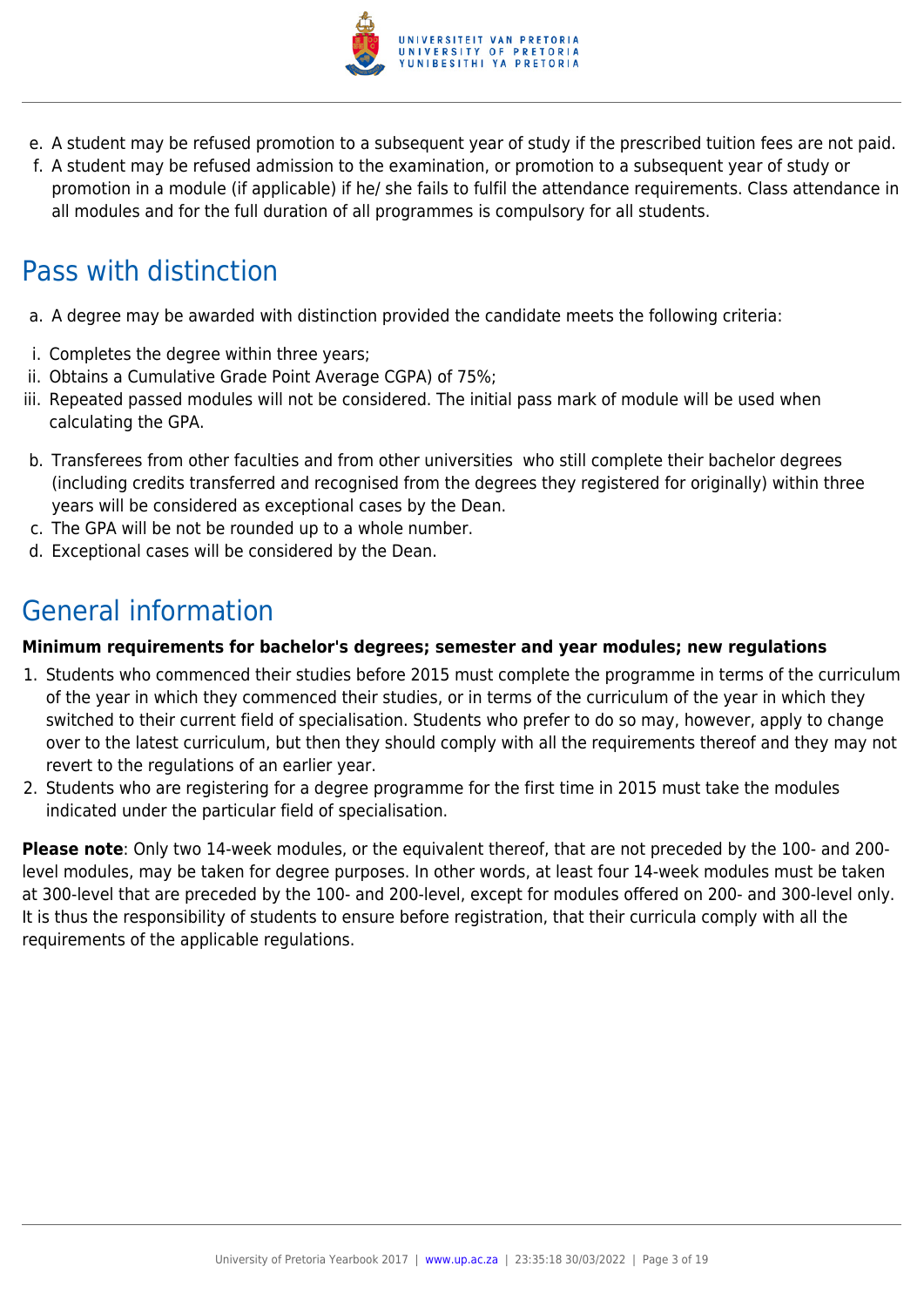e. A student may be refused promotion to a subsequent year of study if the prescribed tuition fees are not paid.
f. A student may be refused admission to the examination, or promotion to a subsequent year of study or promotion in a module (if applicable) if he/ she fails to fulfil the attendance requirements. Class attendance in all modules and for the full duration of all programmes is compulsory for all students.

## Pass with distinction

a. A degree may be awarded with distinction provided the candidate meets the following criteria:

i. Completes the degree within three years;
ii. Obtains a Cumulative Grade Point Average CGPA) of 75%;
iii. Repeated passed modules will not be considered. The initial pass mark of module will be used when calculating the GPA.

b. Transferees from other faculties and from other universities who still complete their bachelor degrees (including credits transferred and recognised from the degrees they registered for originally) within three years will be considered as exceptional cases by the Dean.
c. The GPA will be not be rounded up to a whole number.
d. Exceptional cases will be considered by the Dean.

## General information

**Minimum requirements for bachelor's degrees; semester and year modules; new regulations**

1. Students who commenced their studies before 2015 must complete the programme in terms of the curriculum of the year in which they commenced their studies, or in terms of the curriculum of the year in which they switched to their current field of specialisation. Students who prefer to do so may, however, apply to change over to the latest curriculum, but then they should comply with all the requirements thereof and they may not revert to the regulations of an earlier year.
2. Students who are registering for a degree programme for the first time in 2015 must take the modules indicated under the particular field of specialisation.

**Please note**: Only two 14-week modules, or the equivalent thereof, that are not preceded by the 100- and 200-level modules, may be taken for degree purposes. In other words, at least four 14-week modules must be taken at 300-level that are preceded by the 100- and 200-level, except for modules offered on 200- and 300-level only. It is thus the responsibility of students to ensure before registration, that their curricula comply with all the requirements of the applicable regulations.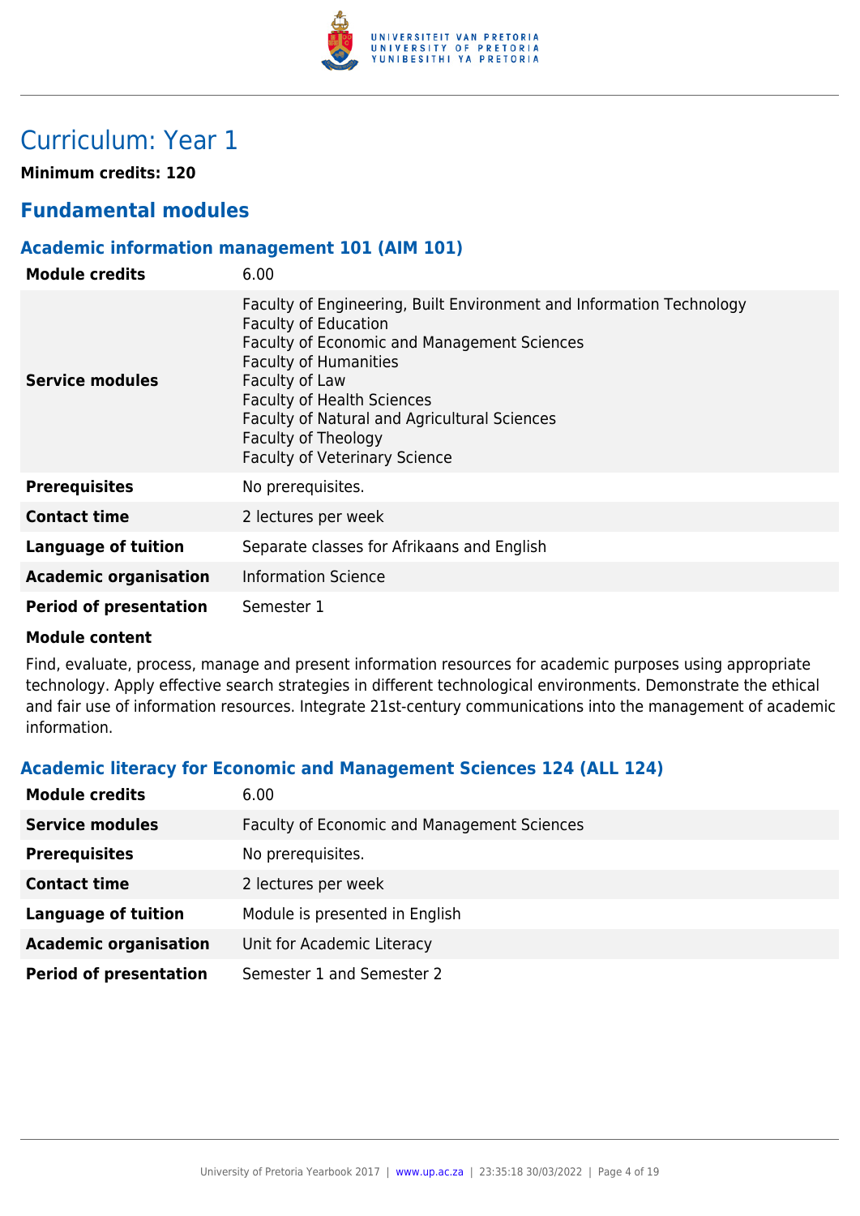# Curriculum: Year 1

**Minimum credits: 120**

## Fundamental modules

### Academic information management 101 (AIM 101)

| | |
|---|---|
| **Module credits** | 6.00 |
| **Service modules** | Faculty of Engineering, Built Environment and Information Technology<br>Faculty of Education<br>Faculty of Economic and Management Sciences<br>Faculty of Humanities<br>Faculty of Law<br>Faculty of Health Sciences<br>Faculty of Natural and Agricultural Sciences<br>Faculty of Theology<br>Faculty of Veterinary Science |
| **Prerequisites** | No prerequisites. |
| **Contact time** | 2 lectures per week |
| **Language of tuition** | Separate classes for Afrikaans and English |
| **Academic organisation** | Information Science |
| **Period of presentation** | Semester 1 |

**Module content**

Find, evaluate, process, manage and present information resources for academic purposes using appropriate technology. Apply effective search strategies in different technological environments. Demonstrate the ethical and fair use of information resources. Integrate 21st-century communications into the management of academic information.

### Academic literacy for Economic and Management Sciences 124 (ALL 124)

| | |
|---|---|
| **Module credits** | 6.00 |
| **Service modules** | Faculty of Economic and Management Sciences |
| **Prerequisites** | No prerequisites. |
| **Contact time** | 2 lectures per week |
| **Language of tuition** | Module is presented in English |
| **Academic organisation** | Unit for Academic Literacy |
| **Period of presentation** | Semester 1 and Semester 2 |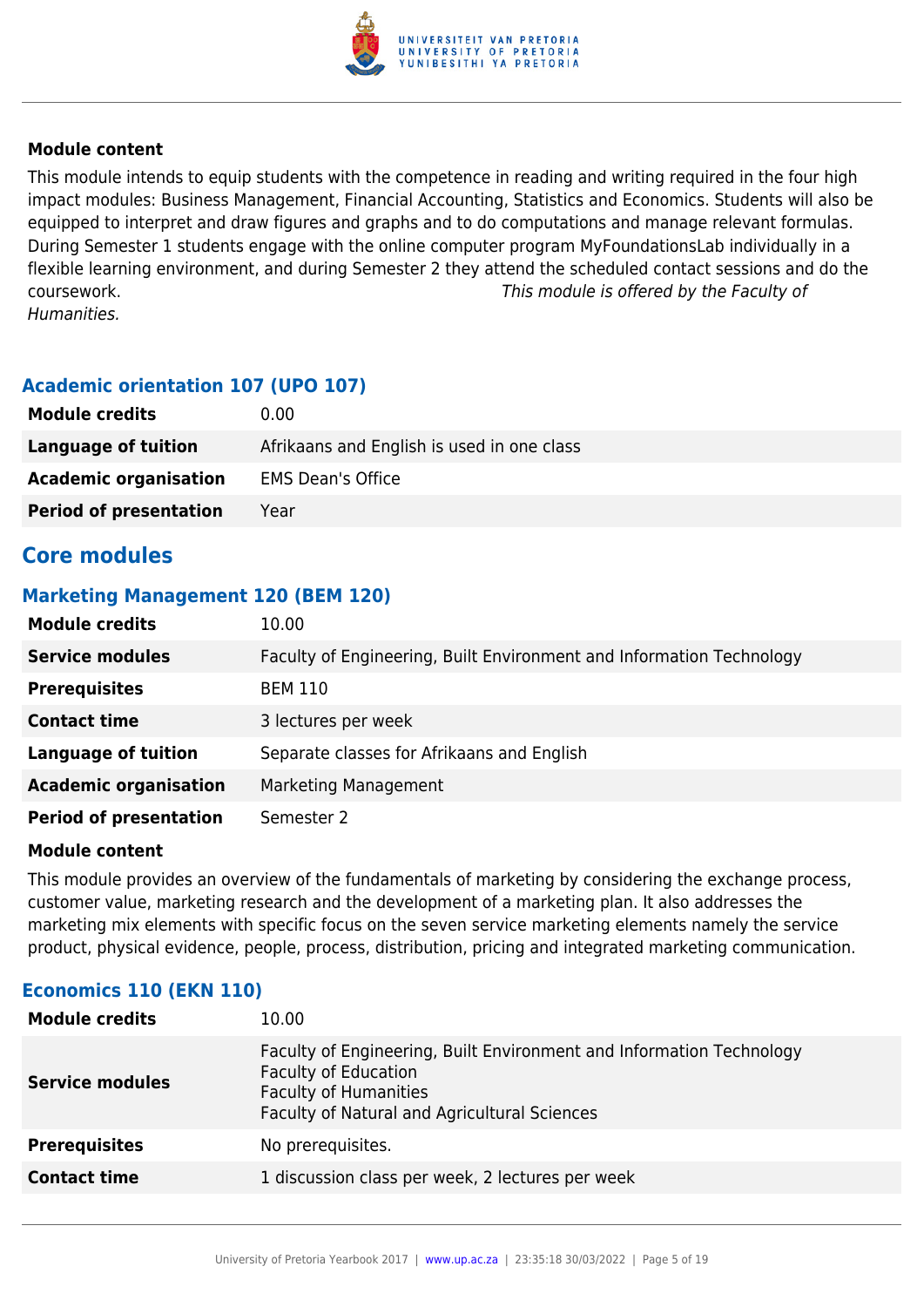**Module content**

This module intends to equip students with the competence in reading and writing required in the four high impact modules: Business Management, Financial Accounting, Statistics and Economics. Students will also be equipped to interpret and draw figures and graphs and to do computations and manage relevant formulas. During Semester 1 students engage with the online computer program MyFoundationsLab individually in a flexible learning environment, and during Semester 2 they attend the scheduled contact sessions and do the coursework. *This module is offered by the Faculty of Humanities.*

### Academic orientation 107 (UPO 107)

| | |
|---|---|
| **Module credits** | 0.00 |
| **Language of tuition** | Afrikaans and English is used in one class |
| **Academic organisation** | EMS Dean's Office |
| **Period of presentation** | Year |

## Core modules

### Marketing Management 120 (BEM 120)

| | |
|---|---|
| **Module credits** | 10.00 |
| **Service modules** | Faculty of Engineering, Built Environment and Information Technology |
| **Prerequisites** | BEM 110 |
| **Contact time** | 3 lectures per week |
| **Language of tuition** | Separate classes for Afrikaans and English |
| **Academic organisation** | Marketing Management |
| **Period of presentation** | Semester 2 |

**Module content**

This module provides an overview of the fundamentals of marketing by considering the exchange process, customer value, marketing research and the development of a marketing plan. It also addresses the marketing mix elements with specific focus on the seven service marketing elements namely the service product, physical evidence, people, process, distribution, pricing and integrated marketing communication.

### Economics 110 (EKN 110)

| | |
|---|---|
| **Module credits** | 10.00 |
| **Service modules** | Faculty of Engineering, Built Environment and Information Technology<br>Faculty of Education<br>Faculty of Humanities<br>Faculty of Natural and Agricultural Sciences |
| **Prerequisites** | No prerequisites. |
| **Contact time** | 1 discussion class per week, 2 lectures per week |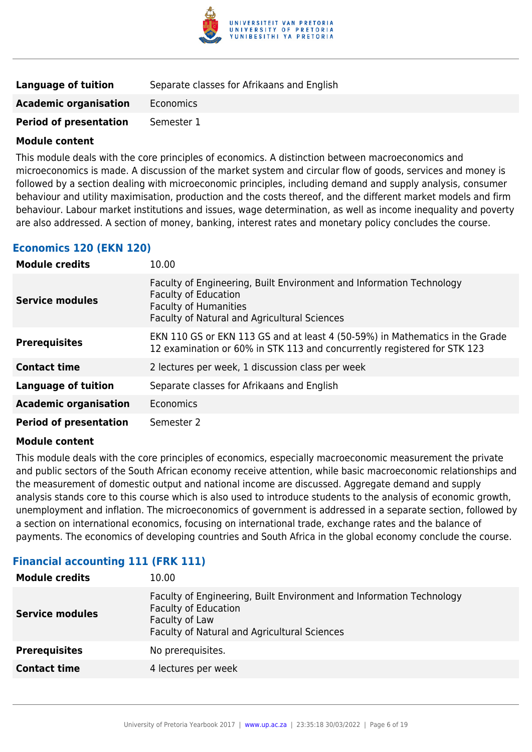| | |
|---|---|
| **Language of tuition** | Separate classes for Afrikaans and English |
| **Academic organisation** | Economics |
| **Period of presentation** | Semester 1 |

**Module content**

This module deals with the core principles of economics. A distinction between macroeconomics and microeconomics is made. A discussion of the market system and circular flow of goods, services and money is followed by a section dealing with microeconomic principles, including demand and supply analysis, consumer behaviour and utility maximisation, production and the costs thereof, and the different market models and firm behaviour. Labour market institutions and issues, wage determination, as well as income inequality and poverty are also addressed. A section of money, banking, interest rates and monetary policy concludes the course.

### Economics 120 (EKN 120)

| | |
|---|---|
| **Module credits** | 10.00 |
| **Service modules** | Faculty of Engineering, Built Environment and Information Technology<br>Faculty of Education<br>Faculty of Humanities<br>Faculty of Natural and Agricultural Sciences |
| **Prerequisites** | EKN 110 GS or EKN 113 GS and at least 4 (50-59%) in Mathematics in the Grade 12 examination or 60% in STK 113 and concurrently registered for STK 123 |
| **Contact time** | 2 lectures per week, 1 discussion class per week |
| **Language of tuition** | Separate classes for Afrikaans and English |
| **Academic organisation** | Economics |
| **Period of presentation** | Semester 2 |

**Module content**

This module deals with the core principles of economics, especially macroeconomic measurement the private and public sectors of the South African economy receive attention, while basic macroeconomic relationships and the measurement of domestic output and national income are discussed. Aggregate demand and supply analysis stands core to this course which is also used to introduce students to the analysis of economic growth, unemployment and inflation. The microeconomics of government is addressed in a separate section, followed by a section on international economics, focusing on international trade, exchange rates and the balance of payments. The economics of developing countries and South Africa in the global economy conclude the course.

### Financial accounting 111 (FRK 111)

| | |
|---|---|
| **Module credits** | 10.00 |
| **Service modules** | Faculty of Engineering, Built Environment and Information Technology<br>Faculty of Education<br>Faculty of Law<br>Faculty of Natural and Agricultural Sciences |
| **Prerequisites** | No prerequisites. |
| **Contact time** | 4 lectures per week |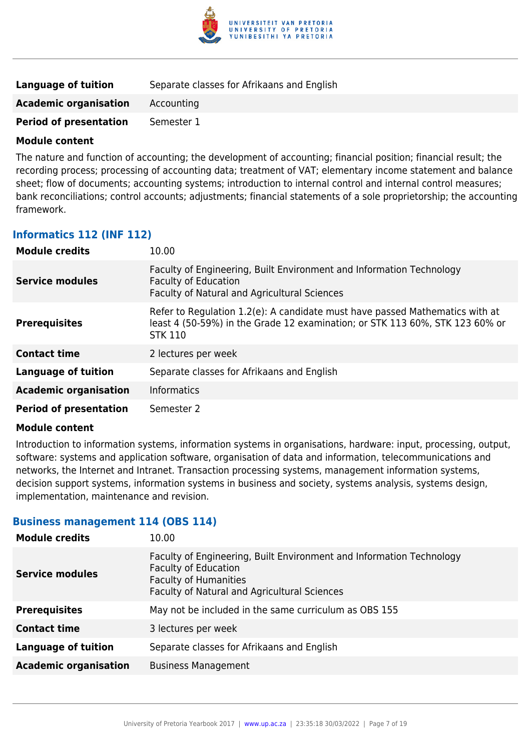| | |
|---|---|
| **Language of tuition** | Separate classes for Afrikaans and English |
| **Academic organisation** | Accounting |
| **Period of presentation** | Semester 1 |

**Module content**

The nature and function of accounting; the development of accounting; financial position; financial result; the recording process; processing of accounting data; treatment of VAT; elementary income statement and balance sheet; flow of documents; accounting systems; introduction to internal control and internal control measures; bank reconciliations; control accounts; adjustments; financial statements of a sole proprietorship; the accounting framework.

### Informatics 112 (INF 112)

| | |
|---|---|
| **Module credits** | 10.00 |
| **Service modules** | Faculty of Engineering, Built Environment and Information Technology<br>Faculty of Education<br>Faculty of Natural and Agricultural Sciences |
| **Prerequisites** | Refer to Regulation 1.2(e): A candidate must have passed Mathematics with at least 4 (50-59%) in the Grade 12 examination; or STK 113 60%, STK 123 60% or STK 110 |
| **Contact time** | 2 lectures per week |
| **Language of tuition** | Separate classes for Afrikaans and English |
| **Academic organisation** | Informatics |
| **Period of presentation** | Semester 2 |

**Module content**

Introduction to information systems, information systems in organisations, hardware: input, processing, output, software: systems and application software, organisation of data and information, telecommunications and networks, the Internet and Intranet. Transaction processing systems, management information systems, decision support systems, information systems in business and society, systems analysis, systems design, implementation, maintenance and revision.

### Business management 114 (OBS 114)

| | |
|---|---|
| **Module credits** | 10.00 |
| **Service modules** | Faculty of Engineering, Built Environment and Information Technology<br>Faculty of Education<br>Faculty of Humanities<br>Faculty of Natural and Agricultural Sciences |
| **Prerequisites** | May not be included in the same curriculum as OBS 155 |
| **Contact time** | 3 lectures per week |
| **Language of tuition** | Separate classes for Afrikaans and English |
| **Academic organisation** | Business Management |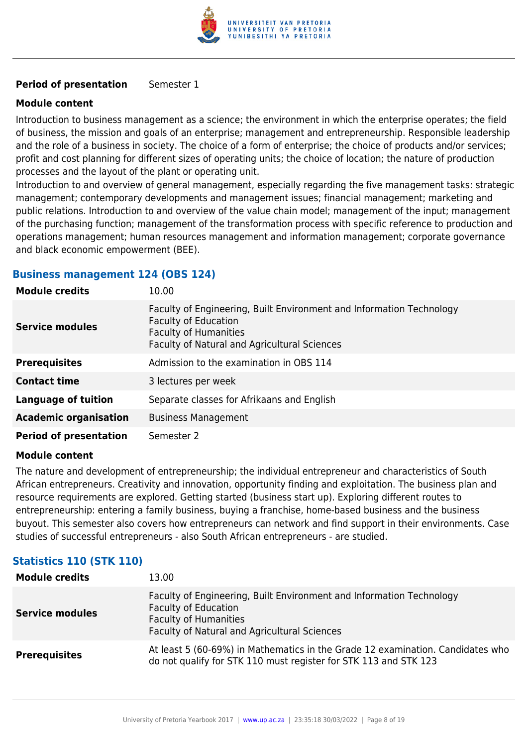| | |
|---|---|
| **Period of presentation** | Semester 1 |

**Module content**

Introduction to business management as a science; the environment in which the enterprise operates; the field of business, the mission and goals of an enterprise; management and entrepreneurship. Responsible leadership and the role of a business in society. The choice of a form of enterprise; the choice of products and/or services; profit and cost planning for different sizes of operating units; the choice of location; the nature of production processes and the layout of the plant or operating unit.

Introduction to and overview of general management, especially regarding the five management tasks: strategic management; contemporary developments and management issues; financial management; marketing and public relations. Introduction to and overview of the value chain model; management of the input; management of the purchasing function; management of the transformation process with specific reference to production and operations management; human resources management and information management; corporate governance and black economic empowerment (BEE).

### Business management 124 (OBS 124)

| | |
|---|---|
| **Module credits** | 10.00 |
| **Service modules** | Faculty of Engineering, Built Environment and Information Technology<br>Faculty of Education<br>Faculty of Humanities<br>Faculty of Natural and Agricultural Sciences |
| **Prerequisites** | Admission to the examination in OBS 114 |
| **Contact time** | 3 lectures per week |
| **Language of tuition** | Separate classes for Afrikaans and English |
| **Academic organisation** | Business Management |
| **Period of presentation** | Semester 2 |

**Module content**

The nature and development of entrepreneurship; the individual entrepreneur and characteristics of South African entrepreneurs. Creativity and innovation, opportunity finding and exploitation. The business plan and resource requirements are explored. Getting started (business start up). Exploring different routes to entrepreneurship: entering a family business, buying a franchise, home-based business and the business buyout. This semester also covers how entrepreneurs can network and find support in their environments. Case studies of successful entrepreneurs - also South African entrepreneurs - are studied.

### Statistics 110 (STK 110)

| | |
|---|---|
| **Module credits** | 13.00 |
| **Service modules** | Faculty of Engineering, Built Environment and Information Technology<br>Faculty of Education<br>Faculty of Humanities<br>Faculty of Natural and Agricultural Sciences |
| **Prerequisites** | At least 5 (60-69%) in Mathematics in the Grade 12 examination. Candidates who do not qualify for STK 110 must register for STK 113 and STK 123 |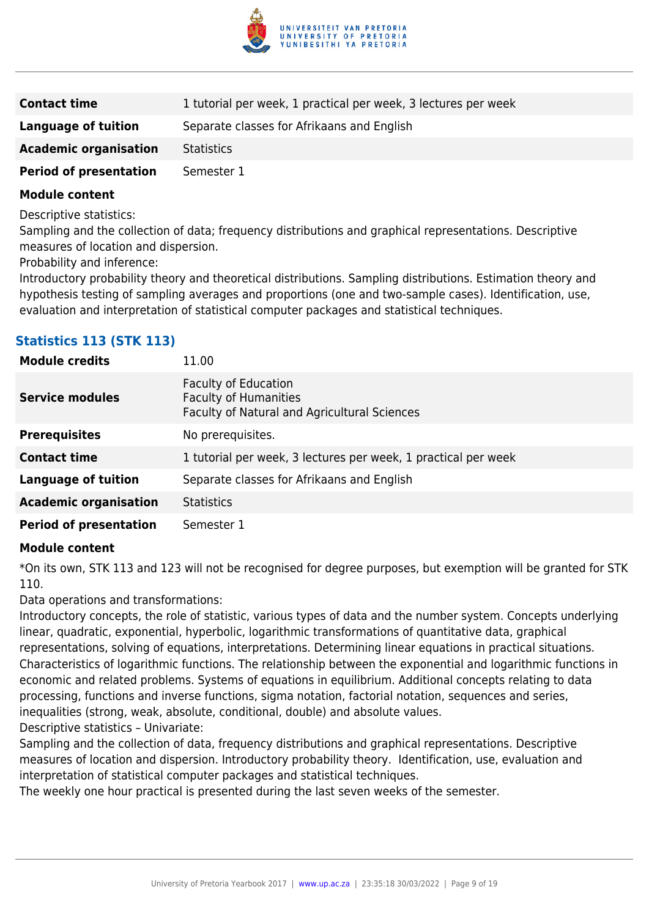| | |
|---|---|
| **Contact time** | 1 tutorial per week, 1 practical per week, 3 lectures per week |
| **Language of tuition** | Separate classes for Afrikaans and English |
| **Academic organisation** | Statistics |
| **Period of presentation** | Semester 1 |

**Module content**

Descriptive statistics:
Sampling and the collection of data; frequency distributions and graphical representations. Descriptive measures of location and dispersion.
Probability and inference:
Introductory probability theory and theoretical distributions. Sampling distributions. Estimation theory and hypothesis testing of sampling averages and proportions (one and two-sample cases). Identification, use, evaluation and interpretation of statistical computer packages and statistical techniques.

### Statistics 113 (STK 113)

| | |
|---|---|
| **Module credits** | 11.00 |
| **Service modules** | Faculty of Education<br>Faculty of Humanities<br>Faculty of Natural and Agricultural Sciences |
| **Prerequisites** | No prerequisites. |
| **Contact time** | 1 tutorial per week, 3 lectures per week, 1 practical per week |
| **Language of tuition** | Separate classes for Afrikaans and English |
| **Academic organisation** | Statistics |
| **Period of presentation** | Semester 1 |

**Module content**

*On its own, STK 113 and 123 will not be recognised for degree purposes, but exemption will be granted for STK 110.
Data operations and transformations:
Introductory concepts, the role of statistic, various types of data and the number system. Concepts underlying linear, quadratic, exponential, hyperbolic, logarithmic transformations of quantitative data, graphical representations, solving of equations, interpretations. Determining linear equations in practical situations. Characteristics of logarithmic functions. The relationship between the exponential and logarithmic functions in economic and related problems. Systems of equations in equilibrium. Additional concepts relating to data processing, functions and inverse functions, sigma notation, factorial notation, sequences and series, inequalities (strong, weak, absolute, conditional, double) and absolute values.
Descriptive statistics – Univariate:
Sampling and the collection of data, frequency distributions and graphical representations. Descriptive measures of location and dispersion. Introductory probability theory. Identification, use, evaluation and interpretation of statistical computer packages and statistical techniques.
The weekly one hour practical is presented during the last seven weeks of the semester.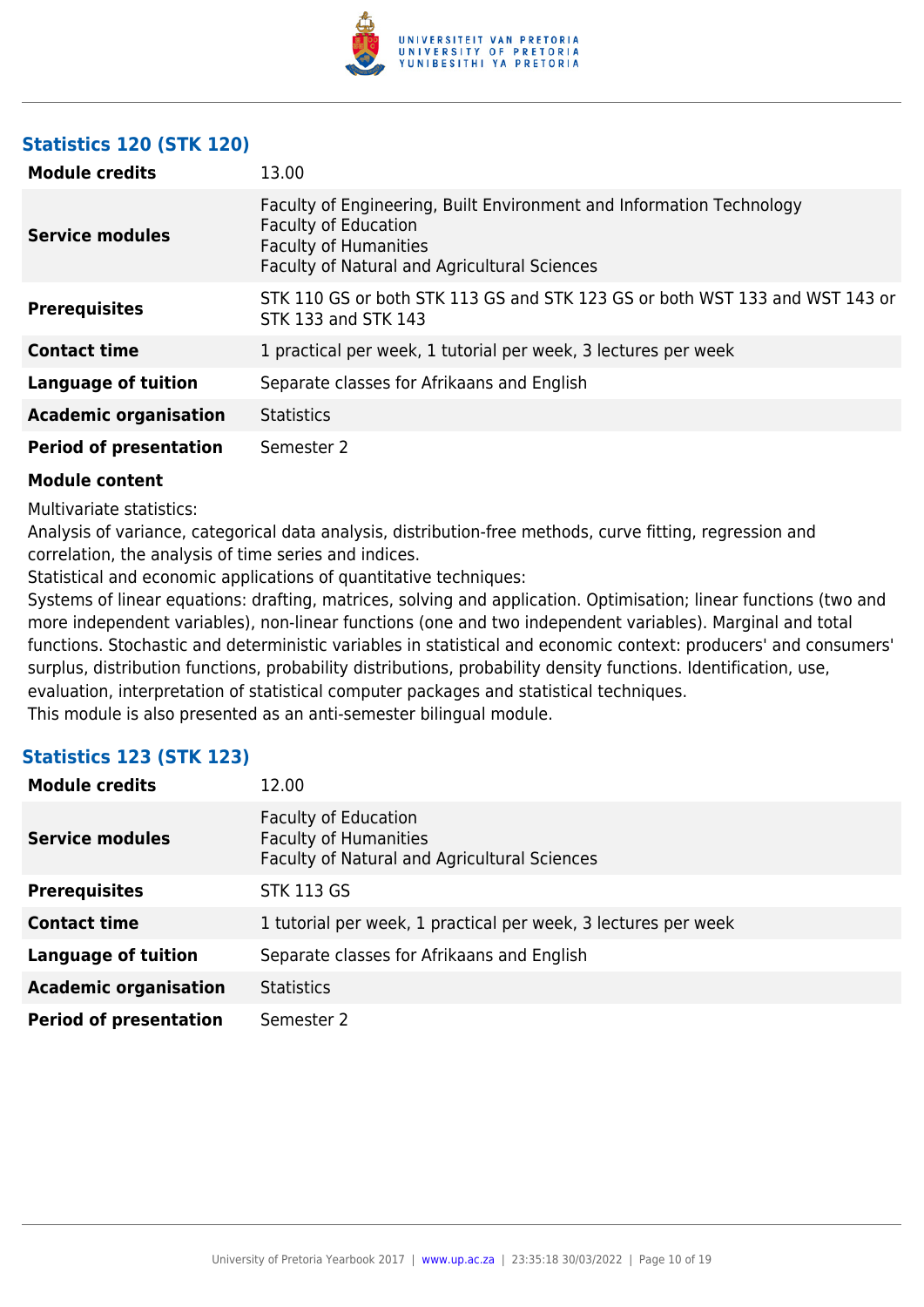### Statistics 120 (STK 120)

| | |
|---|---|
| **Module credits** | 13.00 |
| **Service modules** | Faculty of Engineering, Built Environment and Information Technology<br>Faculty of Education<br>Faculty of Humanities<br>Faculty of Natural and Agricultural Sciences |
| **Prerequisites** | STK 110 GS or both STK 113 GS and STK 123 GS or both WST 133 and WST 143 or STK 133 and STK 143 |
| **Contact time** | 1 practical per week, 1 tutorial per week, 3 lectures per week |
| **Language of tuition** | Separate classes for Afrikaans and English |
| **Academic organisation** | Statistics |
| **Period of presentation** | Semester 2 |

**Module content**

Multivariate statistics:
Analysis of variance, categorical data analysis, distribution-free methods, curve fitting, regression and correlation, the analysis of time series and indices.
Statistical and economic applications of quantitative techniques:
Systems of linear equations: drafting, matrices, solving and application. Optimisation; linear functions (two and more independent variables), non-linear functions (one and two independent variables). Marginal and total functions. Stochastic and deterministic variables in statistical and economic context: producers' and consumers' surplus, distribution functions, probability distributions, probability density functions. Identification, use, evaluation, interpretation of statistical computer packages and statistical techniques.
This module is also presented as an anti-semester bilingual module.

### Statistics 123 (STK 123)

| | |
|---|---|
| **Module credits** | 12.00 |
| **Service modules** | Faculty of Education<br>Faculty of Humanities<br>Faculty of Natural and Agricultural Sciences |
| **Prerequisites** | STK 113 GS |
| **Contact time** | 1 tutorial per week, 1 practical per week, 3 lectures per week |
| **Language of tuition** | Separate classes for Afrikaans and English |
| **Academic organisation** | Statistics |
| **Period of presentation** | Semester 2 |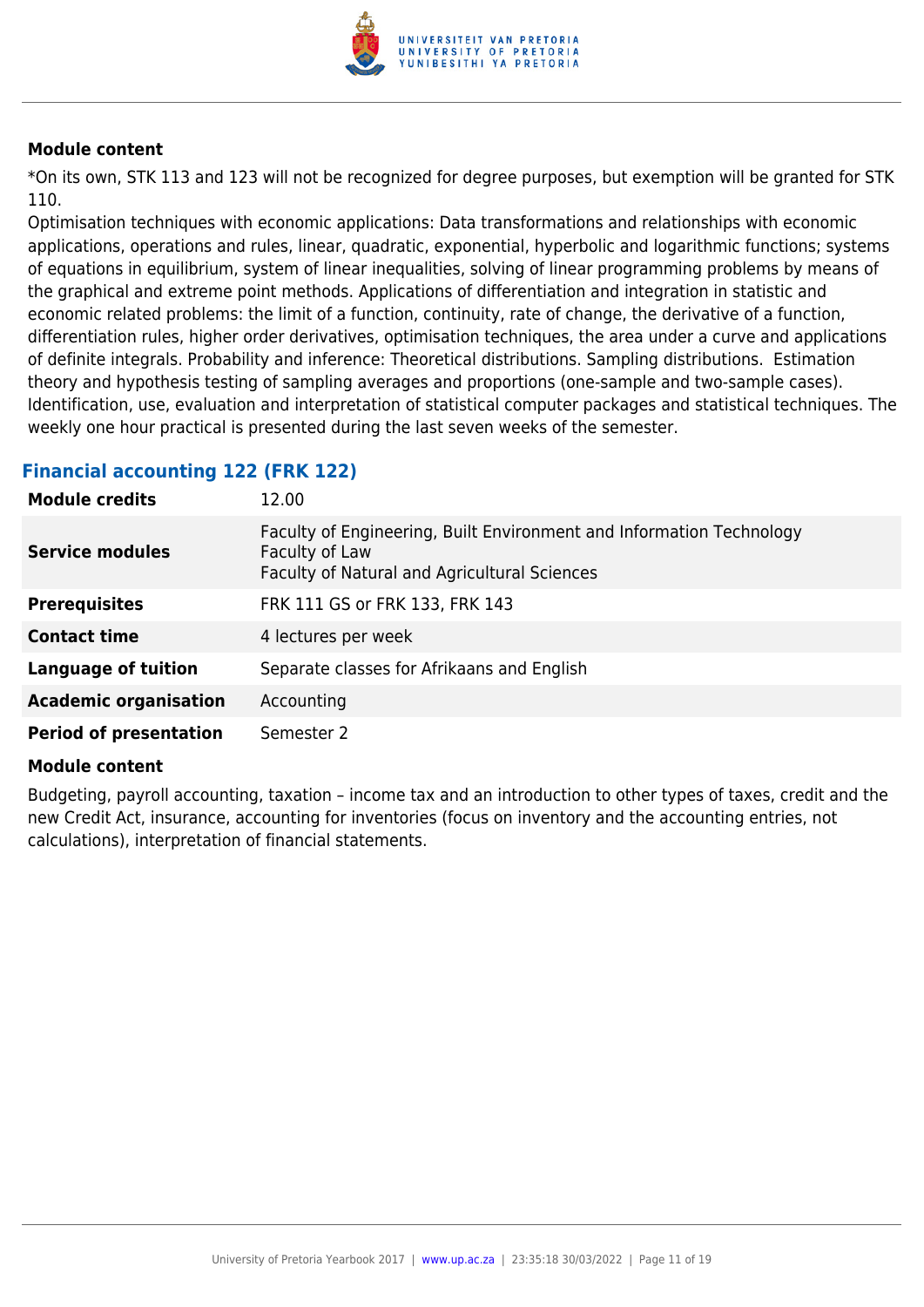#### Module content

*On its own, STK 113 and 123 will not be recognized for degree purposes, but exemption will be granted for STK 110.

Optimisation techniques with economic applications: Data transformations and relationships with economic applications, operations and rules, linear, quadratic, exponential, hyperbolic and logarithmic functions; systems of equations in equilibrium, system of linear inequalities, solving of linear programming problems by means of the graphical and extreme point methods. Applications of differentiation and integration in statistic and economic related problems: the limit of a function, continuity, rate of change, the derivative of a function, differentiation rules, higher order derivatives, optimisation techniques, the area under a curve and applications of definite integrals. Probability and inference: Theoretical distributions. Sampling distributions. Estimation theory and hypothesis testing of sampling averages and proportions (one-sample and two-sample cases). Identification, use, evaluation and interpretation of statistical computer packages and statistical techniques. The weekly one hour practical is presented during the last seven weeks of the semester.

### Financial accounting 122 (FRK 122)

| | |
|---|---|
| **Module credits** | 12.00 |
| **Service modules** | Faculty of Engineering, Built Environment and Information Technology<br>Faculty of Law<br>Faculty of Natural and Agricultural Sciences |
| **Prerequisites** | FRK 111 GS or FRK 133, FRK 143 |
| **Contact time** | 4 lectures per week |
| **Language of tuition** | Separate classes for Afrikaans and English |
| **Academic organisation** | Accounting |
| **Period of presentation** | Semester 2 |

#### Module content

Budgeting, payroll accounting, taxation – income tax and an introduction to other types of taxes, credit and the new Credit Act, insurance, accounting for inventories (focus on inventory and the accounting entries, not calculations), interpretation of financial statements.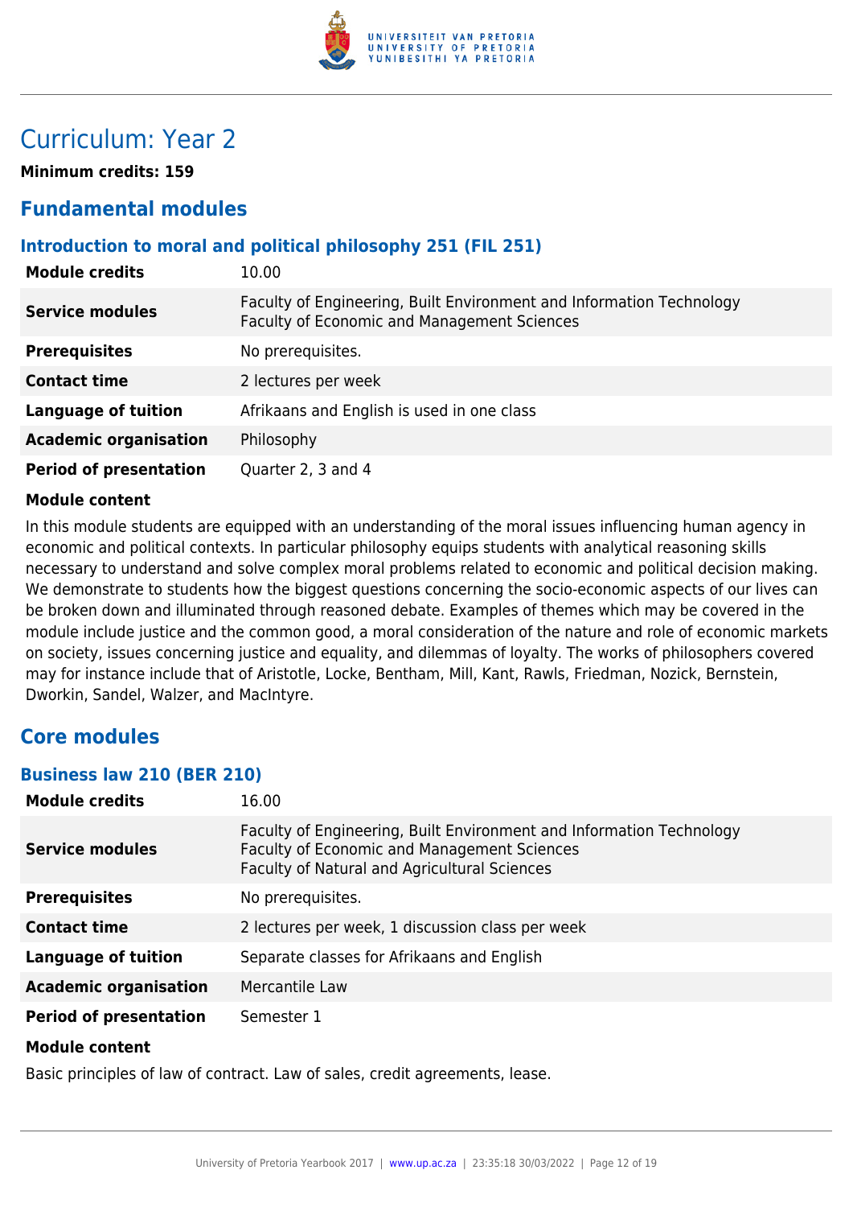# Curriculum: Year 2

**Minimum credits: 159**

## Fundamental modules

### Introduction to moral and political philosophy 251 (FIL 251)

| | |
|---|---|
| **Module credits** | 10.00 |
| **Service modules** | Faculty of Engineering, Built Environment and Information Technology<br>Faculty of Economic and Management Sciences |
| **Prerequisites** | No prerequisites. |
| **Contact time** | 2 lectures per week |
| **Language of tuition** | Afrikaans and English is used in one class |
| **Academic organisation** | Philosophy |
| **Period of presentation** | Quarter 2, 3 and 4 |

**Module content**

In this module students are equipped with an understanding of the moral issues influencing human agency in economic and political contexts. In particular philosophy equips students with analytical reasoning skills necessary to understand and solve complex moral problems related to economic and political decision making. We demonstrate to students how the biggest questions concerning the socio-economic aspects of our lives can be broken down and illuminated through reasoned debate. Examples of themes which may be covered in the module include justice and the common good, a moral consideration of the nature and role of economic markets on society, issues concerning justice and equality, and dilemmas of loyalty. The works of philosophers covered may for instance include that of Aristotle, Locke, Bentham, Mill, Kant, Rawls, Friedman, Nozick, Bernstein, Dworkin, Sandel, Walzer, and MacIntyre.

## Core modules

### Business law 210 (BER 210)

| | |
|---|---|
| **Module credits** | 16.00 |
| **Service modules** | Faculty of Engineering, Built Environment and Information Technology<br>Faculty of Economic and Management Sciences<br>Faculty of Natural and Agricultural Sciences |
| **Prerequisites** | No prerequisites. |
| **Contact time** | 2 lectures per week, 1 discussion class per week |
| **Language of tuition** | Separate classes for Afrikaans and English |
| **Academic organisation** | Mercantile Law |
| **Period of presentation** | Semester 1 |

**Module content**

Basic principles of law of contract. Law of sales, credit agreements, lease.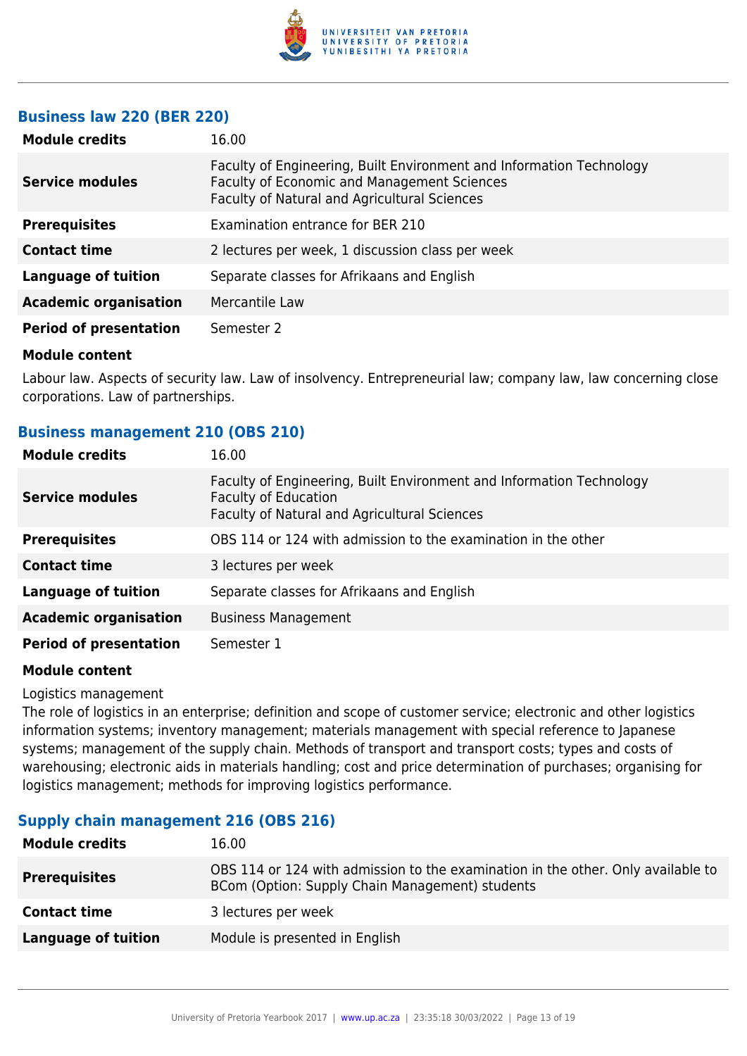### Business law 220 (BER 220)

| | |
|---|---|
| **Module credits** | 16.00 |
| **Service modules** | Faculty of Engineering, Built Environment and Information Technology<br>Faculty of Economic and Management Sciences<br>Faculty of Natural and Agricultural Sciences |
| **Prerequisites** | Examination entrance for BER 210 |
| **Contact time** | 2 lectures per week, 1 discussion class per week |
| **Language of tuition** | Separate classes for Afrikaans and English |
| **Academic organisation** | Mercantile Law |
| **Period of presentation** | Semester 2 |

**Module content**

Labour law. Aspects of security law. Law of insolvency. Entrepreneurial law; company law, law concerning close corporations. Law of partnerships.

### Business management 210 (OBS 210)

| | |
|---|---|
| **Module credits** | 16.00 |
| **Service modules** | Faculty of Engineering, Built Environment and Information Technology<br>Faculty of Education<br>Faculty of Natural and Agricultural Sciences |
| **Prerequisites** | OBS 114 or 124 with admission to the examination in the other |
| **Contact time** | 3 lectures per week |
| **Language of tuition** | Separate classes for Afrikaans and English |
| **Academic organisation** | Business Management |
| **Period of presentation** | Semester 1 |

**Module content**

Logistics management
The role of logistics in an enterprise; definition and scope of customer service; electronic and other logistics information systems; inventory management; materials management with special reference to Japanese systems; management of the supply chain. Methods of transport and transport costs; types and costs of warehousing; electronic aids in materials handling; cost and price determination of purchases; organising for logistics management; methods for improving logistics performance.

### Supply chain management 216 (OBS 216)

| | |
|---|---|
| **Module credits** | 16.00 |
| **Prerequisites** | OBS 114 or 124 with admission to the examination in the other. Only available to BCom (Option: Supply Chain Management) students |
| **Contact time** | 3 lectures per week |
| **Language of tuition** | Module is presented in English |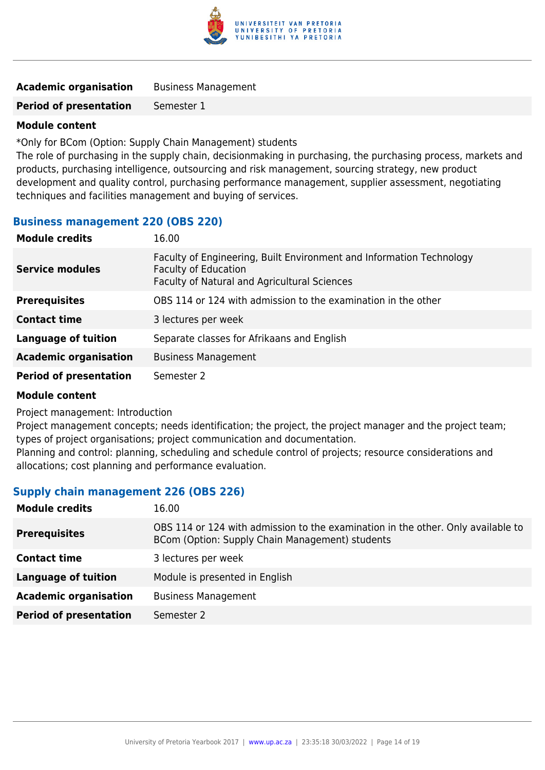| | |
|---|---|
| **Academic organisation** | Business Management |
| **Period of presentation** | Semester 1 |

**Module content**

*Only for BCom (Option: Supply Chain Management) students
The role of purchasing in the supply chain, decisionmaking in purchasing, the purchasing process, markets and products, purchasing intelligence, outsourcing and risk management, sourcing strategy, new product development and quality control, purchasing performance management, supplier assessment, negotiating techniques and facilities management and buying of services.

### Business management 220 (OBS 220)

| | |
|---|---|
| **Module credits** | 16.00 |
| **Service modules** | Faculty of Engineering, Built Environment and Information Technology<br>Faculty of Education<br>Faculty of Natural and Agricultural Sciences |
| **Prerequisites** | OBS 114 or 124 with admission to the examination in the other |
| **Contact time** | 3 lectures per week |
| **Language of tuition** | Separate classes for Afrikaans and English |
| **Academic organisation** | Business Management |
| **Period of presentation** | Semester 2 |

**Module content**

Project management: Introduction
Project management concepts; needs identification; the project, the project manager and the project team; types of project organisations; project communication and documentation.
Planning and control: planning, scheduling and schedule control of projects; resource considerations and allocations; cost planning and performance evaluation.

### Supply chain management 226 (OBS 226)

| | |
|---|---|
| **Module credits** | 16.00 |
| **Prerequisites** | OBS 114 or 124 with admission to the examination in the other. Only available to BCom (Option: Supply Chain Management) students |
| **Contact time** | 3 lectures per week |
| **Language of tuition** | Module is presented in English |
| **Academic organisation** | Business Management |
| **Period of presentation** | Semester 2 |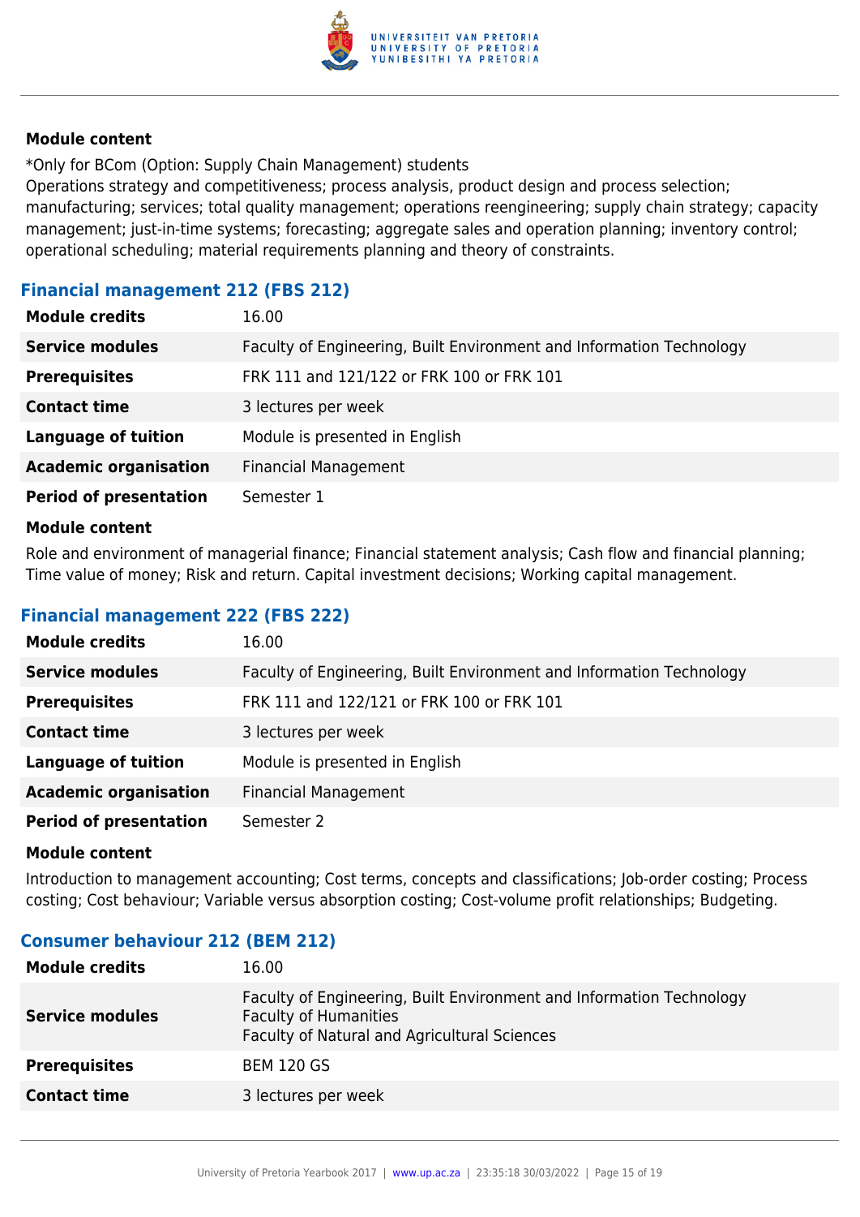#### Module content

*Only for BCom (Option: Supply Chain Management) students
Operations strategy and competitiveness; process analysis, product design and process selection; manufacturing; services; total quality management; operations reengineering; supply chain strategy; capacity management; just-in-time systems; forecasting; aggregate sales and operation planning; inventory control; operational scheduling; material requirements planning and theory of constraints.

### Financial management 212 (FBS 212)

| | |
|---|---|
| **Module credits** | 16.00 |
| **Service modules** | Faculty of Engineering, Built Environment and Information Technology |
| **Prerequisites** | FRK 111 and 121/122 or FRK 100 or FRK 101 |
| **Contact time** | 3 lectures per week |
| **Language of tuition** | Module is presented in English |
| **Academic organisation** | Financial Management |
| **Period of presentation** | Semester 1 |

#### Module content

Role and environment of managerial finance; Financial statement analysis; Cash flow and financial planning; Time value of money; Risk and return. Capital investment decisions; Working capital management.

### Financial management 222 (FBS 222)

| | |
|---|---|
| **Module credits** | 16.00 |
| **Service modules** | Faculty of Engineering, Built Environment and Information Technology |
| **Prerequisites** | FRK 111 and 122/121 or FRK 100 or FRK 101 |
| **Contact time** | 3 lectures per week |
| **Language of tuition** | Module is presented in English |
| **Academic organisation** | Financial Management |
| **Period of presentation** | Semester 2 |

#### Module content

Introduction to management accounting; Cost terms, concepts and classifications; Job-order costing; Process costing; Cost behaviour; Variable versus absorption costing; Cost-volume profit relationships; Budgeting.

### Consumer behaviour 212 (BEM 212)

| | |
|---|---|
| **Module credits** | 16.00 |
| **Service modules** | Faculty of Engineering, Built Environment and Information Technology<br>Faculty of Humanities<br>Faculty of Natural and Agricultural Sciences |
| **Prerequisites** | BEM 120 GS |
| **Contact time** | 3 lectures per week |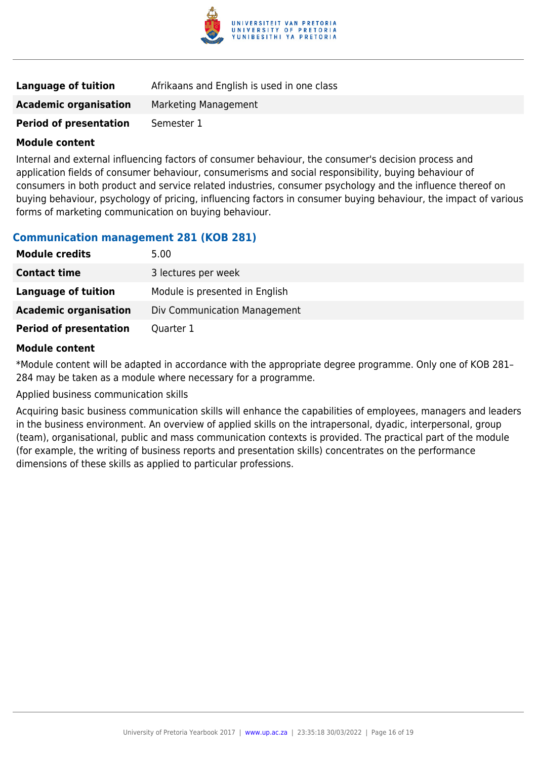| | |
|---|---|
| **Language of tuition** | Afrikaans and English is used in one class |
| **Academic organisation** | Marketing Management |
| **Period of presentation** | Semester 1 |

**Module content**

Internal and external influencing factors of consumer behaviour, the consumer's decision process and application fields of consumer behaviour, consumerisms and social responsibility, buying behaviour of consumers in both product and service related industries, consumer psychology and the influence thereof on buying behaviour, psychology of pricing, influencing factors in consumer buying behaviour, the impact of various forms of marketing communication on buying behaviour.

### Communication management 281 (KOB 281)

| | |
|---|---|
| **Module credits** | 5.00 |
| **Contact time** | 3 lectures per week |
| **Language of tuition** | Module is presented in English |
| **Academic organisation** | Div Communication Management |
| **Period of presentation** | Quarter 1 |

**Module content**

*Module content will be adapted in accordance with the appropriate degree programme. Only one of KOB 281–284 may be taken as a module where necessary for a programme.

Applied business communication skills

Acquiring basic business communication skills will enhance the capabilities of employees, managers and leaders in the business environment. An overview of applied skills on the intrapersonal, dyadic, interpersonal, group (team), organisational, public and mass communication contexts is provided. The practical part of the module (for example, the writing of business reports and presentation skills) concentrates on the performance dimensions of these skills as applied to particular professions.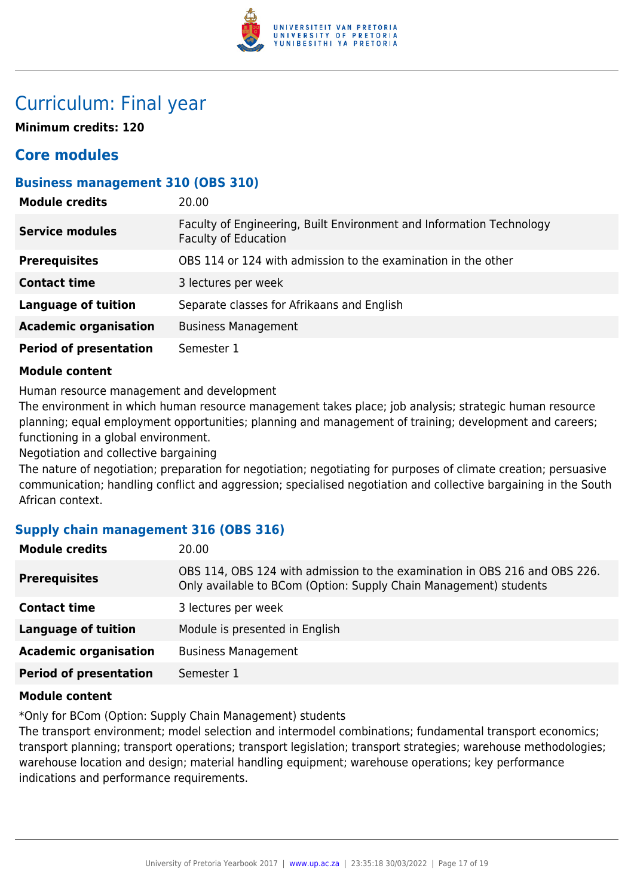# Curriculum: Final year

**Minimum credits: 120**

## Core modules

### Business management 310 (OBS 310)

| | |
|---|---|
| **Module credits** | 20.00 |
| **Service modules** | Faculty of Engineering, Built Environment and Information Technology<br>Faculty of Education |
| **Prerequisites** | OBS 114 or 124 with admission to the examination in the other |
| **Contact time** | 3 lectures per week |
| **Language of tuition** | Separate classes for Afrikaans and English |
| **Academic organisation** | Business Management |
| **Period of presentation** | Semester 1 |

**Module content**

Human resource management and development

The environment in which human resource management takes place; job analysis; strategic human resource planning; equal employment opportunities; planning and management of training; development and careers; functioning in a global environment.

Negotiation and collective bargaining

The nature of negotiation; preparation for negotiation; negotiating for purposes of climate creation; persuasive communication; handling conflict and aggression; specialised negotiation and collective bargaining in the South African context.

### Supply chain management 316 (OBS 316)

| | |
|---|---|
| **Module credits** | 20.00 |
| **Prerequisites** | OBS 114, OBS 124 with admission to the examination in OBS 216 and OBS 226. Only available to BCom (Option: Supply Chain Management) students |
| **Contact time** | 3 lectures per week |
| **Language of tuition** | Module is presented in English |
| **Academic organisation** | Business Management |
| **Period of presentation** | Semester 1 |

**Module content**

*Only for BCom (Option: Supply Chain Management) students

The transport environment; model selection and intermodel combinations; fundamental transport economics; transport planning; transport operations; transport legislation; transport strategies; warehouse methodologies; warehouse location and design; material handling equipment; warehouse operations; key performance indications and performance requirements.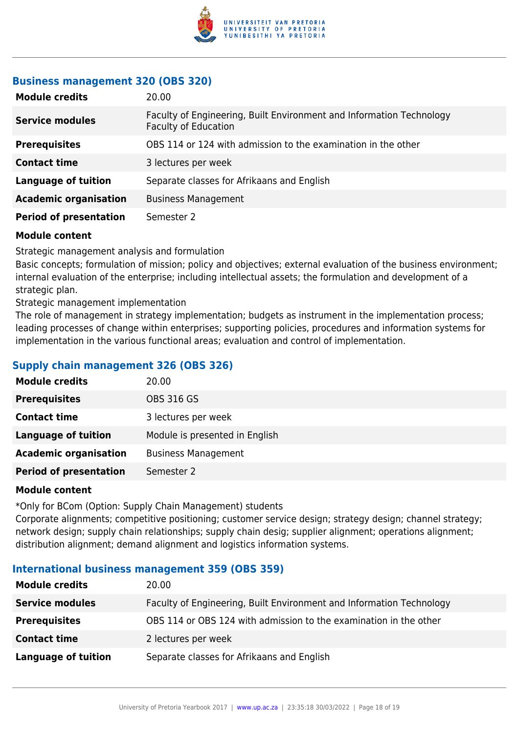### Business management 320 (OBS 320)

| | |
|---|---|
| **Module credits** | 20.00 |
| **Service modules** | Faculty of Engineering, Built Environment and Information Technology<br>Faculty of Education |
| **Prerequisites** | OBS 114 or 124 with admission to the examination in the other |
| **Contact time** | 3 lectures per week |
| **Language of tuition** | Separate classes for Afrikaans and English |
| **Academic organisation** | Business Management |
| **Period of presentation** | Semester 2 |

**Module content**

Strategic management analysis and formulation

Basic concepts; formulation of mission; policy and objectives; external evaluation of the business environment; internal evaluation of the enterprise; including intellectual assets; the formulation and development of a strategic plan.

Strategic management implementation

The role of management in strategy implementation; budgets as instrument in the implementation process; leading processes of change within enterprises; supporting policies, procedures and information systems for implementation in the various functional areas; evaluation and control of implementation.

### Supply chain management 326 (OBS 326)

| | |
|---|---|
| **Module credits** | 20.00 |
| **Prerequisites** | OBS 316 GS |
| **Contact time** | 3 lectures per week |
| **Language of tuition** | Module is presented in English |
| **Academic organisation** | Business Management |
| **Period of presentation** | Semester 2 |

**Module content**

*Only for BCom (Option: Supply Chain Management) students

Corporate alignments; competitive positioning; customer service design; strategy design; channel strategy; network design; supply chain relationships; supply chain desig; supplier alignment; operations alignment; distribution alignment; demand alignment and logistics information systems.

### International business management 359 (OBS 359)

| | |
|---|---|
| **Module credits** | 20.00 |
| **Service modules** | Faculty of Engineering, Built Environment and Information Technology |
| **Prerequisites** | OBS 114 or OBS 124 with admission to the examination in the other |
| **Contact time** | 2 lectures per week |
| **Language of tuition** | Separate classes for Afrikaans and English |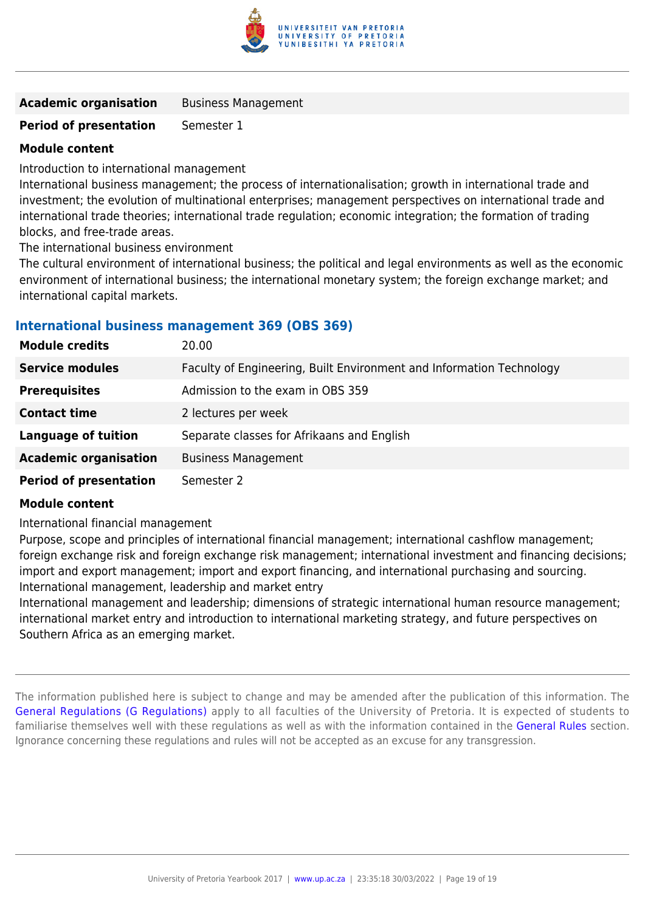| | |
|---|---|
| **Academic organisation** | Business Management |
| **Period of presentation** | Semester 1 |

**Module content**

Introduction to international management

International business management; the process of internationalisation; growth in international trade and investment; the evolution of multinational enterprises; management perspectives on international trade and international trade theories; international trade regulation; economic integration; the formation of trading blocks, and free-trade areas.

The international business environment

The cultural environment of international business; the political and legal environments as well as the economic environment of international business; the international monetary system; the foreign exchange market; and international capital markets.

### International business management 369 (OBS 369)

| | |
|---|---|
| **Module credits** | 20.00 |
| **Service modules** | Faculty of Engineering, Built Environment and Information Technology |
| **Prerequisites** | Admission to the exam in OBS 359 |
| **Contact time** | 2 lectures per week |
| **Language of tuition** | Separate classes for Afrikaans and English |
| **Academic organisation** | Business Management |
| **Period of presentation** | Semester 2 |

**Module content**

International financial management

Purpose, scope and principles of international financial management; international cashflow management; foreign exchange risk and foreign exchange risk management; international investment and financing decisions; import and export management; import and export financing, and international purchasing and sourcing.

International management, leadership and market entry

International management and leadership; dimensions of strategic international human resource management; international market entry and introduction to international marketing strategy, and future perspectives on Southern Africa as an emerging market.

The information published here is subject to change and may be amended after the publication of this information. The General Regulations (G Regulations) apply to all faculties of the University of Pretoria. It is expected of students to familiarise themselves well with these regulations as well as with the information contained in the General Rules section. Ignorance concerning these regulations and rules will not be accepted as an excuse for any transgression.